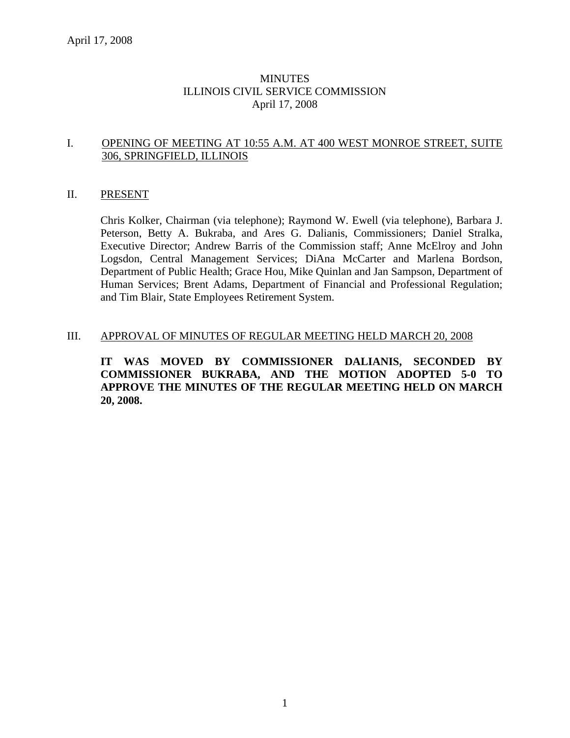April 17, 2008

# MINUTES
# ILLINOIS CIVIL SERVICE COMMISSION
# April 17, 2008

## I. OPENING OF MEETING AT 10:55 A.M. AT 400 WEST MONROE STREET, SUITE 306, SPRINGFIELD, ILLINOIS

## II. PRESENT

Chris Kolker, Chairman (via telephone); Raymond W. Ewell (via telephone), Barbara J. Peterson, Betty A. Bukraba, and Ares G. Dalianis, Commissioners; Daniel Stralka, Executive Director; Andrew Barris of the Commission staff; Anne McElroy and John Logsdon, Central Management Services; DiAna McCarter and Marlena Bordson, Department of Public Health; Grace Hou, Mike Quinlan and Jan Sampson, Department of Human Services; Brent Adams, Department of Financial and Professional Regulation; and Tim Blair, State Employees Retirement System.

## III. APPROVAL OF MINUTES OF REGULAR MEETING HELD MARCH 20, 2008

**IT WAS MOVED BY COMMISSIONER DALIANIS, SECONDED BY COMMISSIONER BUKRABA, AND THE MOTION ADOPTED 5-0 TO APPROVE THE MINUTES OF THE REGULAR MEETING HELD ON MARCH 20, 2008.**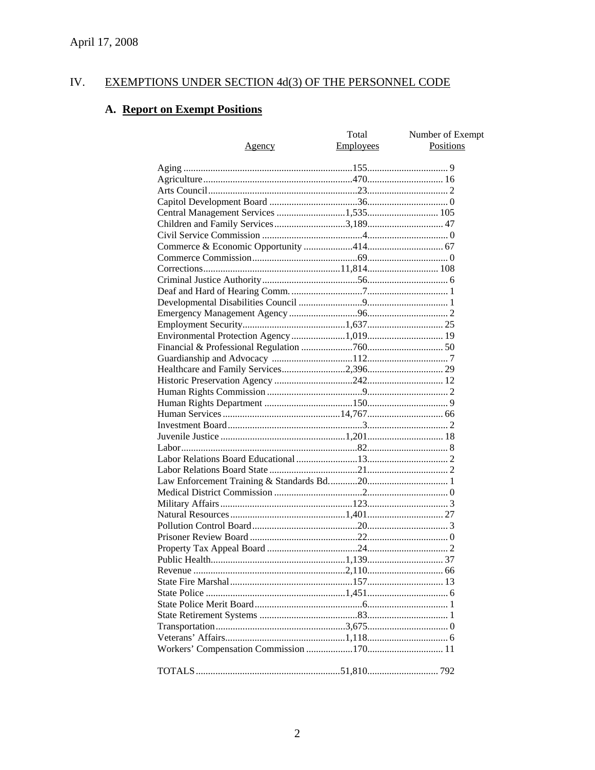April 17, 2008

## IV. EXEMPTIONS UNDER SECTION 4d(3) OF THE PERSONNEL CODE

### A. Report on Exempt Positions

| Agency | Total Employees | Number of Exempt Positions |
|---|---|---|
| Aging | 155 | 9 |
| Agriculture | 470 | 16 |
| Arts Council | 23 | 2 |
| Capitol Development Board | 36 | 0 |
| Central Management Services | 1,535 | 105 |
| Children and Family Services | 3,189 | 47 |
| Civil Service Commission | 4 | 0 |
| Commerce & Economic Opportunity | 414 | 67 |
| Commerce Commission | 69 | 0 |
| Corrections | 11,814 | 108 |
| Criminal Justice Authority | 56 | 6 |
| Deaf and Hard of Hearing Comm. | 7 | 1 |
| Developmental Disabilities Council | 9 | 1 |
| Emergency Management Agency | 96 | 2 |
| Employment Security | 1,637 | 25 |
| Environmental Protection Agency | 1,019 | 19 |
| Financial & Professional Regulation | 760 | 50 |
| Guardianship and Advocacy | 112 | 7 |
| Healthcare and Family Services | 2,396 | 29 |
| Historic Preservation Agency | 242 | 12 |
| Human Rights Commission | 9 | 2 |
| Human Rights Department | 150 | 9 |
| Human Services | 14,767 | 66 |
| Investment Board | 3 | 2 |
| Juvenile Justice | 1,201 | 18 |
| Labor | 82 | 8 |
| Labor Relations Board Educational | 13 | 2 |
| Labor Relations Board State | 21 | 2 |
| Law Enforcement Training & Standards Bd. | 20 | 1 |
| Medical District Commission | 2 | 0 |
| Military Affairs | 123 | 3 |
| Natural Resources | 1,401 | 27 |
| Pollution Control Board | 20 | 3 |
| Prisoner Review Board | 22 | 0 |
| Property Tax Appeal Board | 24 | 2 |
| Public Health | 1,139 | 37 |
| Revenue | 2,110 | 66 |
| State Fire Marshal | 157 | 13 |
| State Police | 1,451 | 6 |
| State Police Merit Board | 6 | 1 |
| State Retirement Systems | 83 | 1 |
| Transportation | 3,675 | 0 |
| Veterans' Affairs | 1,118 | 6 |
| Workers' Compensation Commission | 170 | 11 |
| TOTALS | 51,810 | 792 |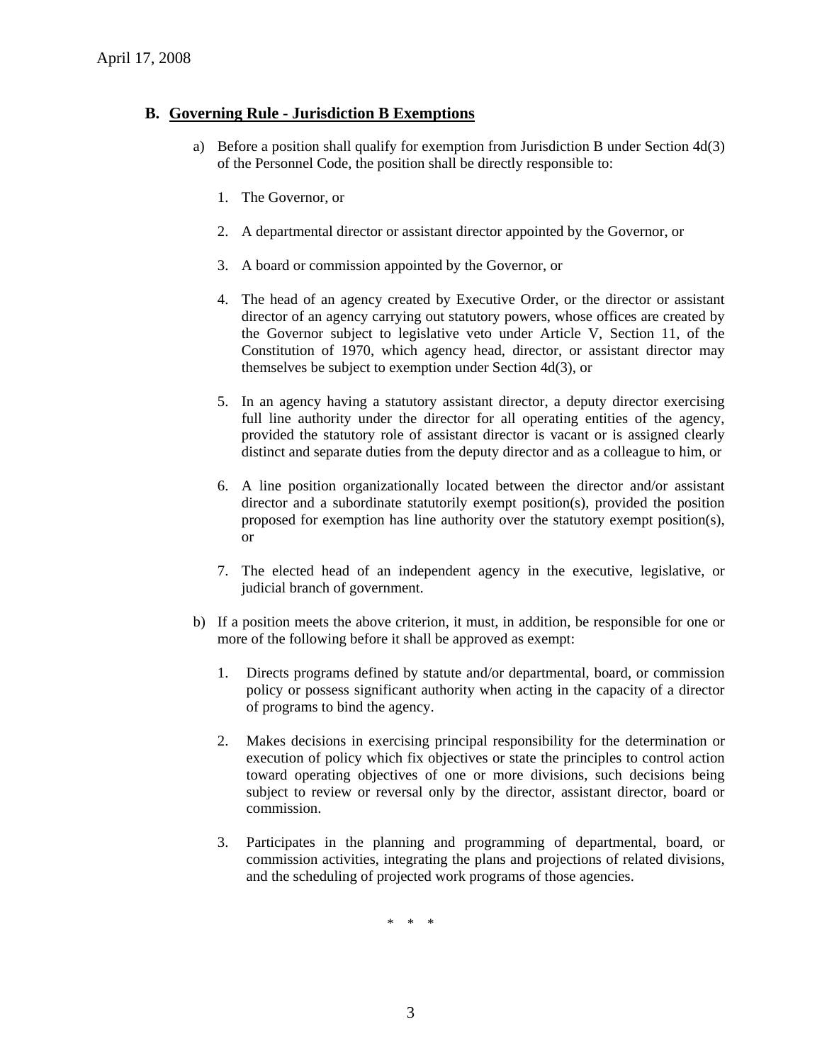## B. Governing Rule - Jurisdiction B Exemptions

a) Before a position shall qualify for exemption from Jurisdiction B under Section 4d(3) of the Personnel Code, the position shall be directly responsible to:

   1. The Governor, or

   2. A departmental director or assistant director appointed by the Governor, or

   3. A board or commission appointed by the Governor, or

   4. The head of an agency created by Executive Order, or the director or assistant director of an agency carrying out statutory powers, whose offices are created by the Governor subject to legislative veto under Article V, Section 11, of the Constitution of 1970, which agency head, director, or assistant director may themselves be subject to exemption under Section 4d(3), or

   5. In an agency having a statutory assistant director, a deputy director exercising full line authority under the director for all operating entities of the agency, provided the statutory role of assistant director is vacant or is assigned clearly distinct and separate duties from the deputy director and as a colleague to him, or

   6. A line position organizationally located between the director and/or assistant director and a subordinate statutorily exempt position(s), provided the position proposed for exemption has line authority over the statutory exempt position(s), or

   7. The elected head of an independent agency in the executive, legislative, or judicial branch of government.

b) If a position meets the above criterion, it must, in addition, be responsible for one or more of the following before it shall be approved as exempt:

   1. Directs programs defined by statute and/or departmental, board, or commission policy or possess significant authority when acting in the capacity of a director of programs to bind the agency.

   2. Makes decisions in exercising principal responsibility for the determination or execution of policy which fix objectives or state the principles to control action toward operating objectives of one or more divisions, such decisions being subject to review or reversal only by the director, assistant director, board or commission.

   3. Participates in the planning and programming of departmental, board, or commission activities, integrating the plans and projections of related divisions, and the scheduling of projected work programs of those agencies.

\* \* \*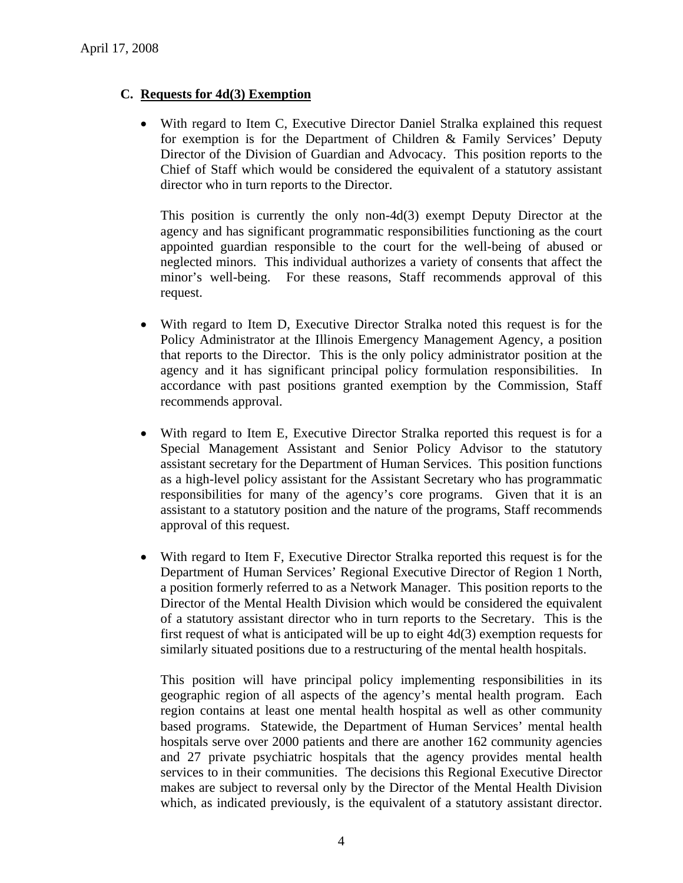### C. Requests for 4d(3) Exemption

- With regard to Item C, Executive Director Daniel Stralka explained this request for exemption is for the Department of Children & Family Services' Deputy Director of the Division of Guardian and Advocacy. This position reports to the Chief of Staff which would be considered the equivalent of a statutory assistant director who in turn reports to the Director.

  This position is currently the only non-4d(3) exempt Deputy Director at the agency and has significant programmatic responsibilities functioning as the court appointed guardian responsible to the court for the well-being of abused or neglected minors. This individual authorizes a variety of consents that affect the minor's well-being. For these reasons, Staff recommends approval of this request.

- With regard to Item D, Executive Director Stralka noted this request is for the Policy Administrator at the Illinois Emergency Management Agency, a position that reports to the Director. This is the only policy administrator position at the agency and it has significant principal policy formulation responsibilities. In accordance with past positions granted exemption by the Commission, Staff recommends approval.

- With regard to Item E, Executive Director Stralka reported this request is for a Special Management Assistant and Senior Policy Advisor to the statutory assistant secretary for the Department of Human Services. This position functions as a high-level policy assistant for the Assistant Secretary who has programmatic responsibilities for many of the agency's core programs. Given that it is an assistant to a statutory position and the nature of the programs, Staff recommends approval of this request.

- With regard to Item F, Executive Director Stralka reported this request is for the Department of Human Services' Regional Executive Director of Region 1 North, a position formerly referred to as a Network Manager. This position reports to the Director of the Mental Health Division which would be considered the equivalent of a statutory assistant director who in turn reports to the Secretary. This is the first request of what is anticipated will be up to eight 4d(3) exemption requests for similarly situated positions due to a restructuring of the mental health hospitals.

  This position will have principal policy implementing responsibilities in its geographic region of all aspects of the agency's mental health program. Each region contains at least one mental health hospital as well as other community based programs. Statewide, the Department of Human Services' mental health hospitals serve over 2000 patients and there are another 162 community agencies and 27 private psychiatric hospitals that the agency provides mental health services to in their communities. The decisions this Regional Executive Director makes are subject to reversal only by the Director of the Mental Health Division which, as indicated previously, is the equivalent of a statutory assistant director.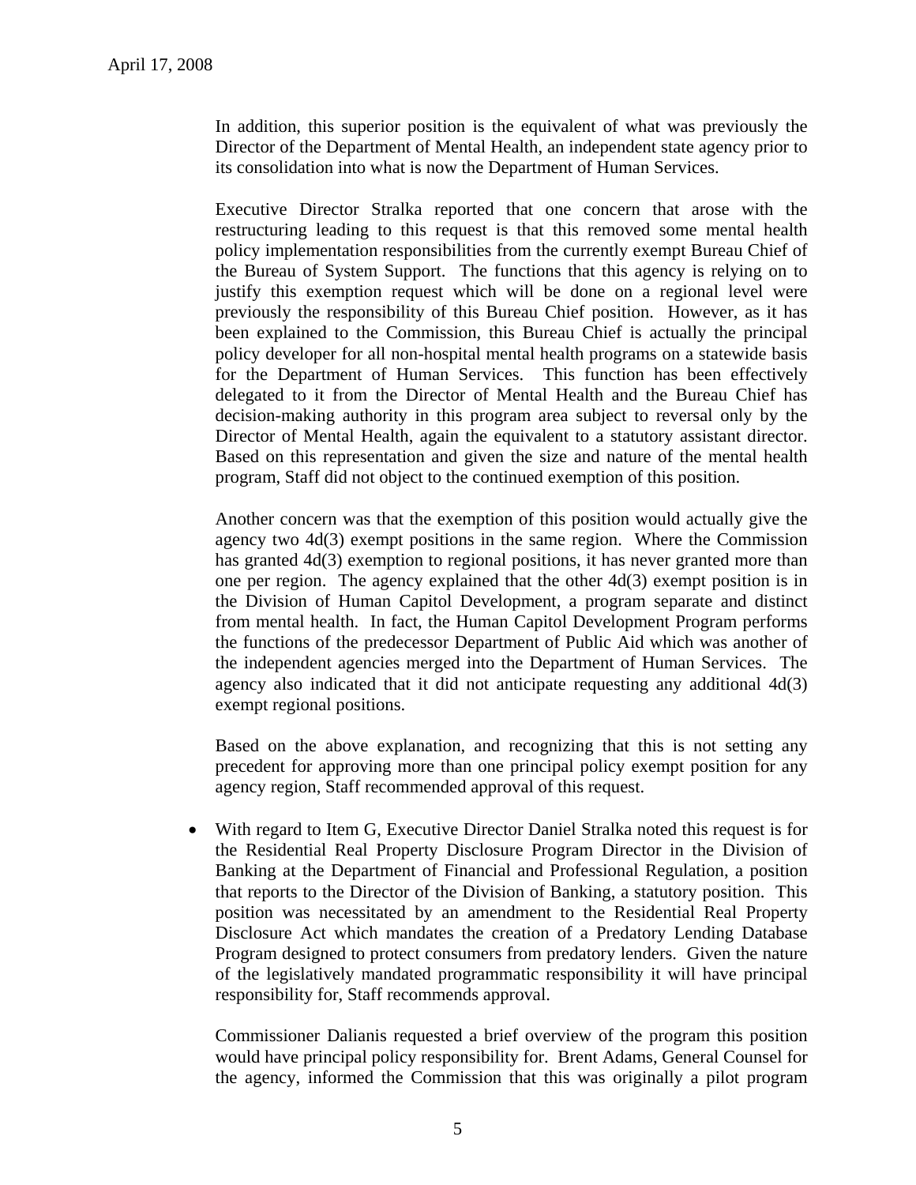In addition, this superior position is the equivalent of what was previously the Director of the Department of Mental Health, an independent state agency prior to its consolidation into what is now the Department of Human Services.

Executive Director Stralka reported that one concern that arose with the restructuring leading to this request is that this removed some mental health policy implementation responsibilities from the currently exempt Bureau Chief of the Bureau of System Support. The functions that this agency is relying on to justify this exemption request which will be done on a regional level were previously the responsibility of this Bureau Chief position. However, as it has been explained to the Commission, this Bureau Chief is actually the principal policy developer for all non-hospital mental health programs on a statewide basis for the Department of Human Services. This function has been effectively delegated to it from the Director of Mental Health and the Bureau Chief has decision-making authority in this program area subject to reversal only by the Director of Mental Health, again the equivalent to a statutory assistant director. Based on this representation and given the size and nature of the mental health program, Staff did not object to the continued exemption of this position.

Another concern was that the exemption of this position would actually give the agency two 4d(3) exempt positions in the same region. Where the Commission has granted 4d(3) exemption to regional positions, it has never granted more than one per region. The agency explained that the other 4d(3) exempt position is in the Division of Human Capitol Development, a program separate and distinct from mental health. In fact, the Human Capitol Development Program performs the functions of the predecessor Department of Public Aid which was another of the independent agencies merged into the Department of Human Services. The agency also indicated that it did not anticipate requesting any additional 4d(3) exempt regional positions.

Based on the above explanation, and recognizing that this is not setting any precedent for approving more than one principal policy exempt position for any agency region, Staff recommended approval of this request.

- With regard to Item G, Executive Director Daniel Stralka noted this request is for the Residential Real Property Disclosure Program Director in the Division of Banking at the Department of Financial and Professional Regulation, a position that reports to the Director of the Division of Banking, a statutory position. This position was necessitated by an amendment to the Residential Real Property Disclosure Act which mandates the creation of a Predatory Lending Database Program designed to protect consumers from predatory lenders. Given the nature of the legislatively mandated programmatic responsibility it will have principal responsibility for, Staff recommends approval.

  Commissioner Dalianis requested a brief overview of the program this position would have principal policy responsibility for. Brent Adams, General Counsel for the agency, informed the Commission that this was originally a pilot program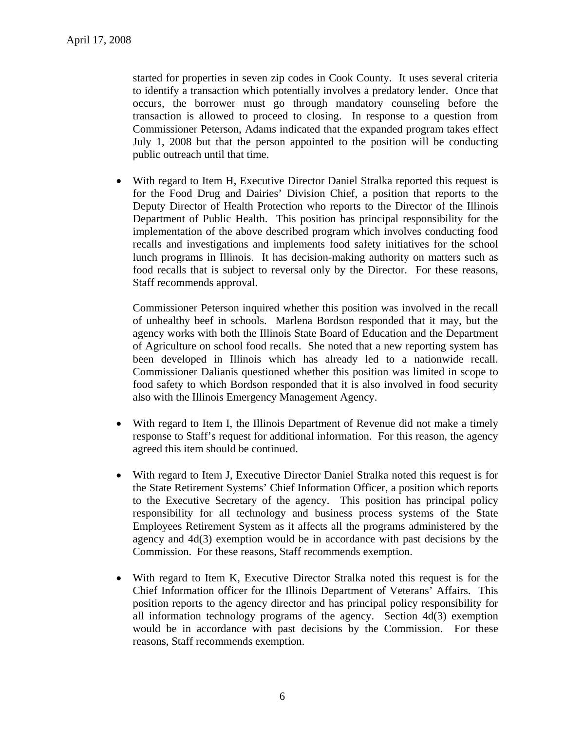started for properties in seven zip codes in Cook County. It uses several criteria to identify a transaction which potentially involves a predatory lender. Once that occurs, the borrower must go through mandatory counseling before the transaction is allowed to proceed to closing. In response to a question from Commissioner Peterson, Adams indicated that the expanded program takes effect July 1, 2008 but that the person appointed to the position will be conducting public outreach until that time.

- With regard to Item H, Executive Director Daniel Stralka reported this request is for the Food Drug and Dairies' Division Chief, a position that reports to the Deputy Director of Health Protection who reports to the Director of the Illinois Department of Public Health. This position has principal responsibility for the implementation of the above described program which involves conducting food recalls and investigations and implements food safety initiatives for the school lunch programs in Illinois. It has decision-making authority on matters such as food recalls that is subject to reversal only by the Director. For these reasons, Staff recommends approval.

  Commissioner Peterson inquired whether this position was involved in the recall of unhealthy beef in schools. Marlena Bordson responded that it may, but the agency works with both the Illinois State Board of Education and the Department of Agriculture on school food recalls. She noted that a new reporting system has been developed in Illinois which has already led to a nationwide recall. Commissioner Dalianis questioned whether this position was limited in scope to food safety to which Bordson responded that it is also involved in food security also with the Illinois Emergency Management Agency.

- With regard to Item I, the Illinois Department of Revenue did not make a timely response to Staff's request for additional information. For this reason, the agency agreed this item should be continued.

- With regard to Item J, Executive Director Daniel Stralka noted this request is for the State Retirement Systems' Chief Information Officer, a position which reports to the Executive Secretary of the agency. This position has principal policy responsibility for all technology and business process systems of the State Employees Retirement System as it affects all the programs administered by the agency and 4d(3) exemption would be in accordance with past decisions by the Commission. For these reasons, Staff recommends exemption.

- With regard to Item K, Executive Director Stralka noted this request is for the Chief Information officer for the Illinois Department of Veterans' Affairs. This position reports to the agency director and has principal policy responsibility for all information technology programs of the agency. Section 4d(3) exemption would be in accordance with past decisions by the Commission. For these reasons, Staff recommends exemption.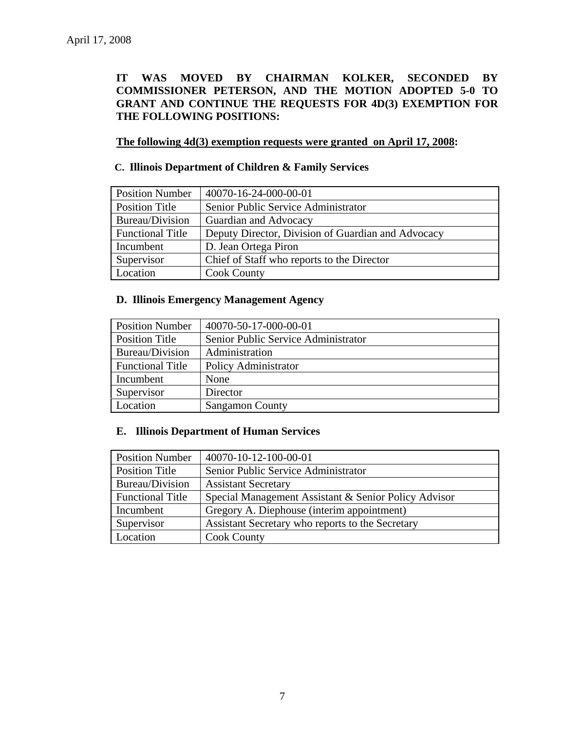April 17, 2008

**IT WAS MOVED BY CHAIRMAN KOLKER, SECONDED BY COMMISSIONER PETERSON, AND THE MOTION ADOPTED 5-0 TO GRANT AND CONTINUE THE REQUESTS FOR 4D(3) EXEMPTION FOR THE FOLLOWING POSITIONS:**

**<u>The following 4d(3) exemption requests were granted on April 17, 2008</u>:**

**C. Illinois Department of Children & Family Services**

| Position Number | 40070-16-24-000-00-01 |
|---|---|
| Position Title | Senior Public Service Administrator |
| Bureau/Division | Guardian and Advocacy |
| Functional Title | Deputy Director, Division of Guardian and Advocacy |
| Incumbent | D. Jean Ortega Piron |
| Supervisor | Chief of Staff who reports to the Director |
| Location | Cook County |

**D. Illinois Emergency Management Agency**

| Position Number | 40070-50-17-000-00-01 |
|---|---|
| Position Title | Senior Public Service Administrator |
| Bureau/Division | Administration |
| Functional Title | Policy Administrator |
| Incumbent | None |
| Supervisor | Director |
| Location | Sangamon County |

**E. Illinois Department of Human Services**

| Position Number | 40070-10-12-100-00-01 |
|---|---|
| Position Title | Senior Public Service Administrator |
| Bureau/Division | Assistant Secretary |
| Functional Title | Special Management Assistant & Senior Policy Advisor |
| Incumbent | Gregory A. Diephouse (interim appointment) |
| Supervisor | Assistant Secretary who reports to the Secretary |
| Location | Cook County |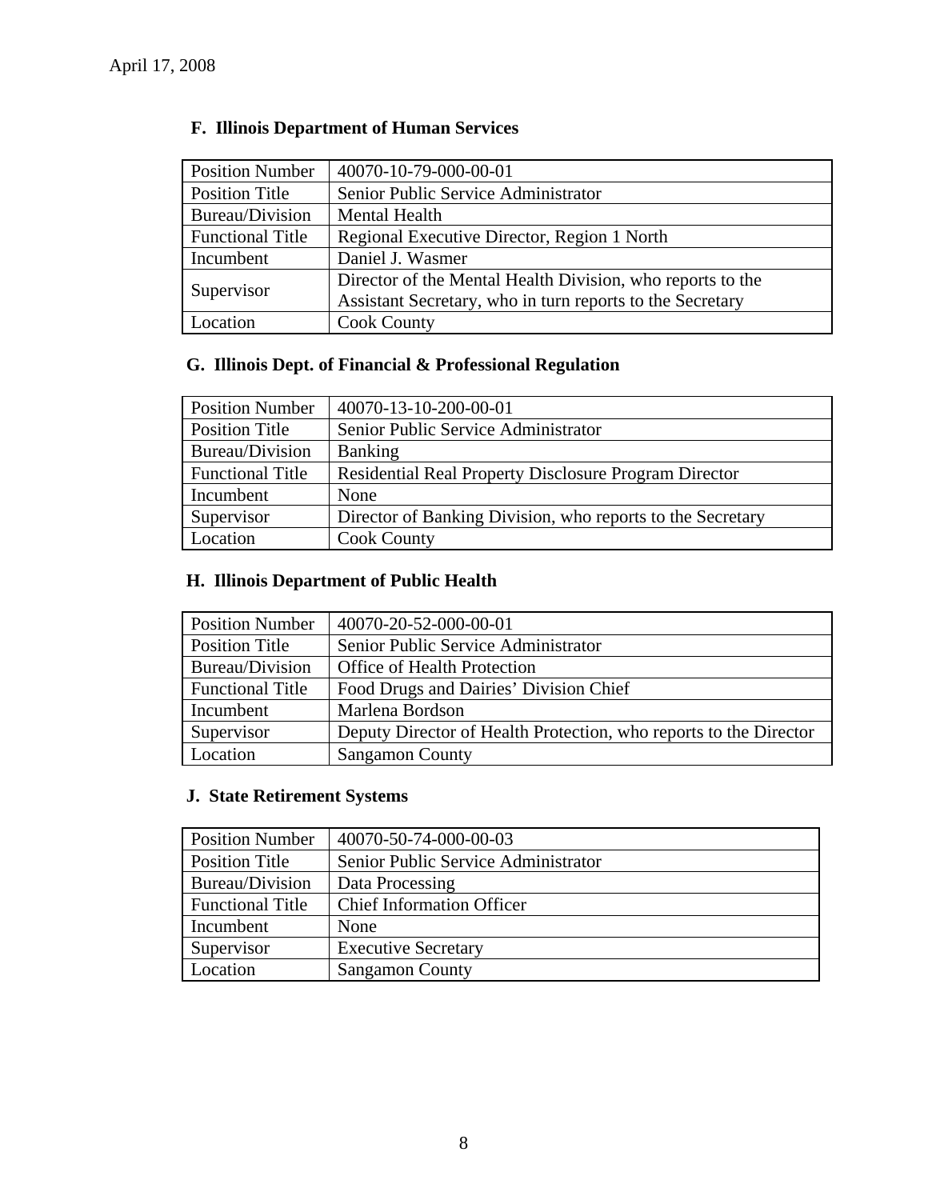April 17, 2008

### F. Illinois Department of Human Services

| Position Number | 40070-10-79-000-00-01 |
|---|---|
| Position Title | Senior Public Service Administrator |
| Bureau/Division | Mental Health |
| Functional Title | Regional Executive Director, Region 1 North |
| Incumbent | Daniel J. Wasmer |
| Supervisor | Director of the Mental Health Division, who reports to the Assistant Secretary, who in turn reports to the Secretary |
| Location | Cook County |

### G. Illinois Dept. of Financial & Professional Regulation

| Position Number | 40070-13-10-200-00-01 |
|---|---|
| Position Title | Senior Public Service Administrator |
| Bureau/Division | Banking |
| Functional Title | Residential Real Property Disclosure Program Director |
| Incumbent | None |
| Supervisor | Director of Banking Division, who reports to the Secretary |
| Location | Cook County |

### H. Illinois Department of Public Health

| Position Number | 40070-20-52-000-00-01 |
|---|---|
| Position Title | Senior Public Service Administrator |
| Bureau/Division | Office of Health Protection |
| Functional Title | Food Drugs and Dairies' Division Chief |
| Incumbent | Marlena Bordson |
| Supervisor | Deputy Director of Health Protection, who reports to the Director |
| Location | Sangamon County |

### J. State Retirement Systems

| Position Number | 40070-50-74-000-00-03 |
|---|---|
| Position Title | Senior Public Service Administrator |
| Bureau/Division | Data Processing |
| Functional Title | Chief Information Officer |
| Incumbent | None |
| Supervisor | Executive Secretary |
| Location | Sangamon County |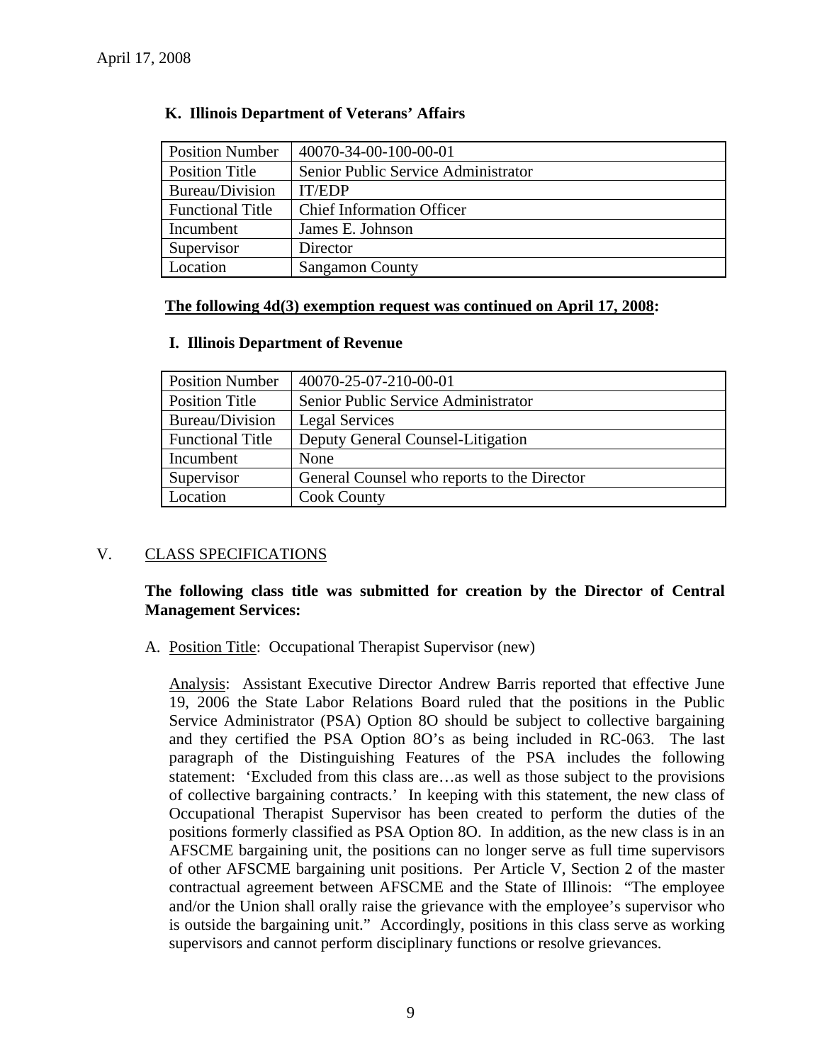**K. Illinois Department of Veterans' Affairs**

| Position Number | 40070-34-00-100-00-01 |
|---|---|
| Position Title | Senior Public Service Administrator |
| Bureau/Division | IT/EDP |
| Functional Title | Chief Information Officer |
| Incumbent | James E. Johnson |
| Supervisor | Director |
| Location | Sangamon County |

**The following 4d(3) exemption request was continued on April 17, 2008:**

**I. Illinois Department of Revenue**

| Position Number | 40070-25-07-210-00-01 |
|---|---|
| Position Title | Senior Public Service Administrator |
| Bureau/Division | Legal Services |
| Functional Title | Deputy General Counsel-Litigation |
| Incumbent | None |
| Supervisor | General Counsel who reports to the Director |
| Location | Cook County |

## V. CLASS SPECIFICATIONS

**The following class title was submitted for creation by the Director of Central Management Services:**

A. Position Title: Occupational Therapist Supervisor (new)

Analysis: Assistant Executive Director Andrew Barris reported that effective June 19, 2006 the State Labor Relations Board ruled that the positions in the Public Service Administrator (PSA) Option 8O should be subject to collective bargaining and they certified the PSA Option 8O's as being included in RC-063. The last paragraph of the Distinguishing Features of the PSA includes the following statement: 'Excluded from this class are…as well as those subject to the provisions of collective bargaining contracts.' In keeping with this statement, the new class of Occupational Therapist Supervisor has been created to perform the duties of the positions formerly classified as PSA Option 8O. In addition, as the new class is in an AFSCME bargaining unit, the positions can no longer serve as full time supervisors of other AFSCME bargaining unit positions. Per Article V, Section 2 of the master contractual agreement between AFSCME and the State of Illinois: "The employee and/or the Union shall orally raise the grievance with the employee's supervisor who is outside the bargaining unit." Accordingly, positions in this class serve as working supervisors and cannot perform disciplinary functions or resolve grievances.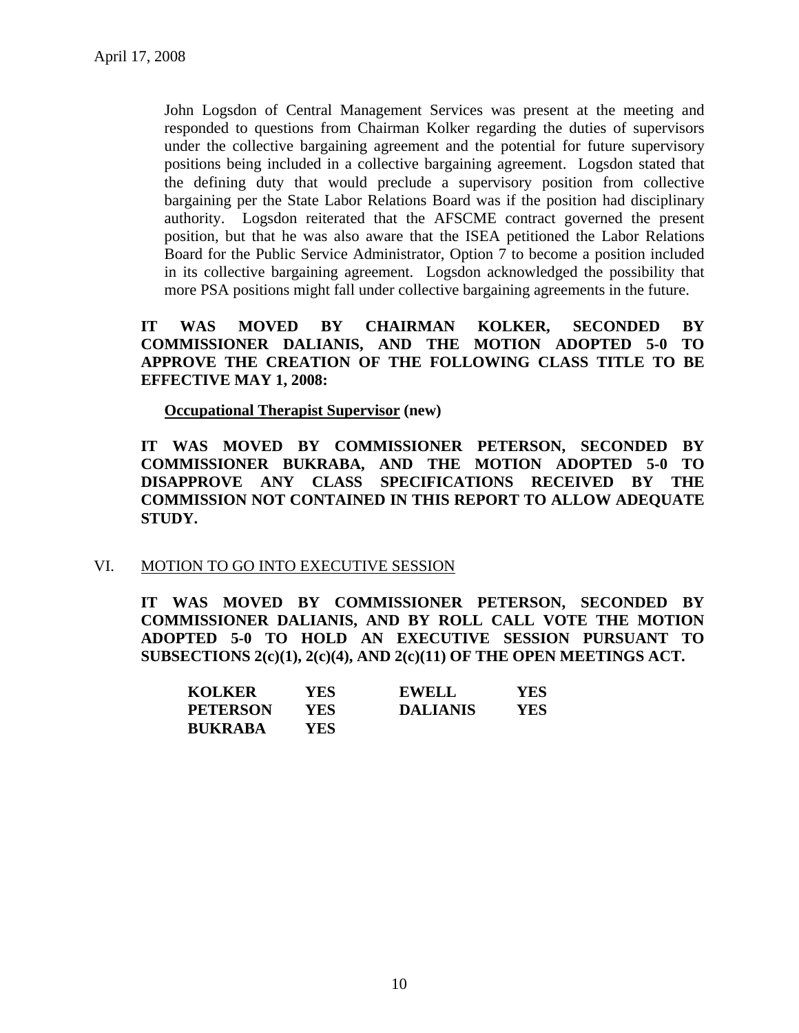John Logsdon of Central Management Services was present at the meeting and responded to questions from Chairman Kolker regarding the duties of supervisors under the collective bargaining agreement and the potential for future supervisory positions being included in a collective bargaining agreement. Logsdon stated that the defining duty that would preclude a supervisory position from collective bargaining per the State Labor Relations Board was if the position had disciplinary authority. Logsdon reiterated that the AFSCME contract governed the present position, but that he was also aware that the ISEA petitioned the Labor Relations Board for the Public Service Administrator, Option 7 to become a position included in its collective bargaining agreement. Logsdon acknowledged the possibility that more PSA positions might fall under collective bargaining agreements in the future.

**IT WAS MOVED BY CHAIRMAN KOLKER, SECONDED BY COMMISSIONER DALIANIS, AND THE MOTION ADOPTED 5-0 TO APPROVE THE CREATION OF THE FOLLOWING CLASS TITLE TO BE EFFECTIVE MAY 1, 2008:**

**Occupational Therapist Supervisor (new)**

**IT WAS MOVED BY COMMISSIONER PETERSON, SECONDED BY COMMISSIONER BUKRABA, AND THE MOTION ADOPTED 5-0 TO DISAPPROVE ANY CLASS SPECIFICATIONS RECEIVED BY THE COMMISSION NOT CONTAINED IN THIS REPORT TO ALLOW ADEQUATE STUDY.**

VI. MOTION TO GO INTO EXECUTIVE SESSION

**IT WAS MOVED BY COMMISSIONER PETERSON, SECONDED BY COMMISSIONER DALIANIS, AND BY ROLL CALL VOTE THE MOTION ADOPTED 5-0 TO HOLD AN EXECUTIVE SESSION PURSUANT TO SUBSECTIONS 2(c)(1), 2(c)(4), AND 2(c)(11) OF THE OPEN MEETINGS ACT.**

| | | | |
|---|---|---|---|
| **KOLKER** | **YES** | **EWELL** | **YES** |
| **PETERSON** | **YES** | **DALIANIS** | **YES** |
| **BUKRABA** | **YES** | | |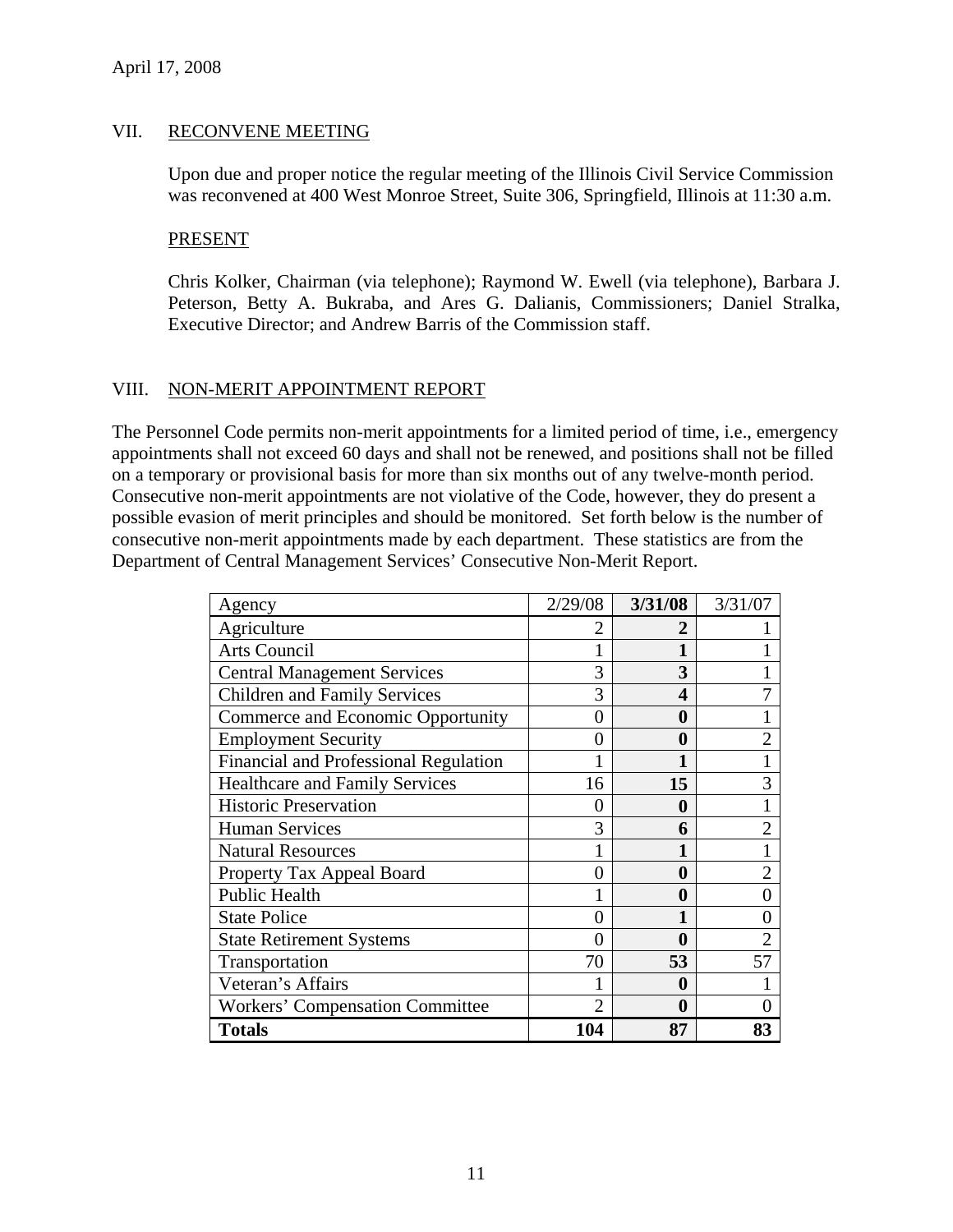April 17, 2008

## VII. RECONVENE MEETING

Upon due and proper notice the regular meeting of the Illinois Civil Service Commission was reconvened at 400 West Monroe Street, Suite 306, Springfield, Illinois at 11:30 a.m.

### PRESENT

Chris Kolker, Chairman (via telephone); Raymond W. Ewell (via telephone), Barbara J. Peterson, Betty A. Bukraba, and Ares G. Dalianis, Commissioners; Daniel Stralka, Executive Director; and Andrew Barris of the Commission staff.

## VIII. NON-MERIT APPOINTMENT REPORT

The Personnel Code permits non-merit appointments for a limited period of time, i.e., emergency appointments shall not exceed 60 days and shall not be renewed, and positions shall not be filled on a temporary or provisional basis for more than six months out of any twelve-month period. Consecutive non-merit appointments are not violative of the Code, however, they do present a possible evasion of merit principles and should be monitored. Set forth below is the number of consecutive non-merit appointments made by each department. These statistics are from the Department of Central Management Services' Consecutive Non-Merit Report.

| Agency | 2/29/08 | **3/31/08** | 3/31/07 |
|---|---|---|---|
| Agriculture | 2 | **2** | 1 |
| Arts Council | 1 | **1** | 1 |
| Central Management Services | 3 | **3** | 1 |
| Children and Family Services | 3 | **4** | 7 |
| Commerce and Economic Opportunity | 0 | **0** | 1 |
| Employment Security | 0 | **0** | 2 |
| Financial and Professional Regulation | 1 | **1** | 1 |
| Healthcare and Family Services | 16 | **15** | 3 |
| Historic Preservation | 0 | **0** | 1 |
| Human Services | 3 | **6** | 2 |
| Natural Resources | 1 | **1** | 1 |
| Property Tax Appeal Board | 0 | **0** | 2 |
| Public Health | 1 | **0** | 0 |
| State Police | 0 | **1** | 0 |
| State Retirement Systems | 0 | **0** | 2 |
| Transportation | 70 | **53** | 57 |
| Veteran's Affairs | 1 | **0** | 1 |
| Workers' Compensation Committee | 2 | **0** | 0 |
| **Totals** | **104** | **87** | **83** |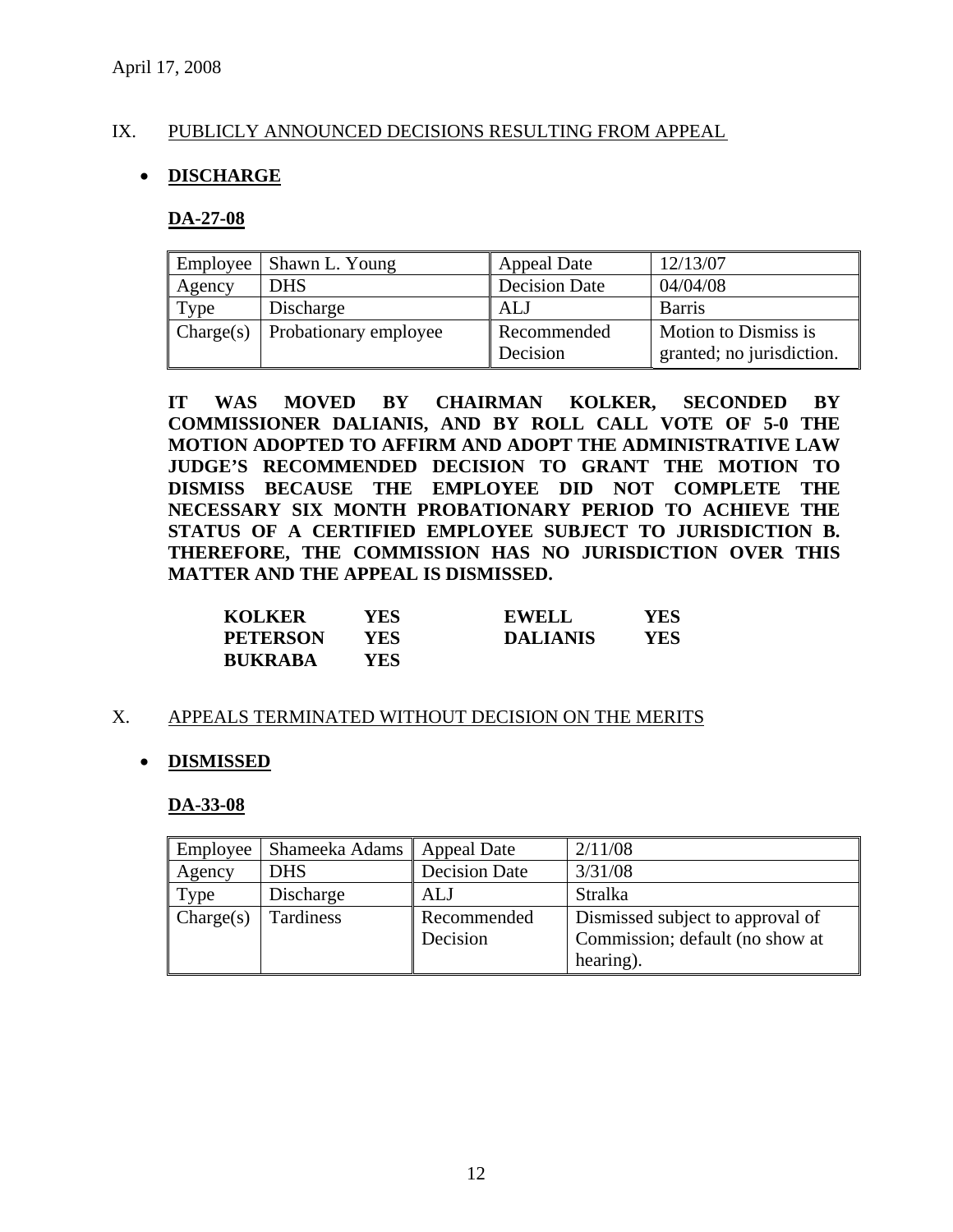April 17, 2008

## IX. PUBLICLY ANNOUNCED DECISIONS RESULTING FROM APPEAL

- **DISCHARGE**

### DA-27-08

| Employee | Shawn L. Young | Appeal Date | 12/13/07 |
|---|---|---|---|
| Agency | DHS | Decision Date | 04/04/08 |
| Type | Discharge | ALJ | Barris |
| Charge(s) | Probationary employee | Recommended Decision | Motion to Dismiss is granted; no jurisdiction. |

**IT WAS MOVED BY CHAIRMAN KOLKER, SECONDED BY COMMISSIONER DALIANIS, AND BY ROLL CALL VOTE OF 5-0 THE MOTION ADOPTED TO AFFIRM AND ADOPT THE ADMINISTRATIVE LAW JUDGE'S RECOMMENDED DECISION TO GRANT THE MOTION TO DISMISS BECAUSE THE EMPLOYEE DID NOT COMPLETE THE NECESSARY SIX MONTH PROBATIONARY PERIOD TO ACHIEVE THE STATUS OF A CERTIFIED EMPLOYEE SUBJECT TO JURISDICTION B. THEREFORE, THE COMMISSION HAS NO JURISDICTION OVER THIS MATTER AND THE APPEAL IS DISMISSED.**

| | | | |
|---|---|---|---|
| **KOLKER** | **YES** | **EWELL** | **YES** |
| **PETERSON** | **YES** | **DALIANIS** | **YES** |
| **BUKRABA** | **YES** | | |

## X. APPEALS TERMINATED WITHOUT DECISION ON THE MERITS

- **DISMISSED**

### DA-33-08

| Employee | Shameeka Adams | Appeal Date | 2/11/08 |
|---|---|---|---|
| Agency | DHS | Decision Date | 3/31/08 |
| Type | Discharge | ALJ | Stralka |
| Charge(s) | Tardiness | Recommended Decision | Dismissed subject to approval of Commission; default (no show at hearing). |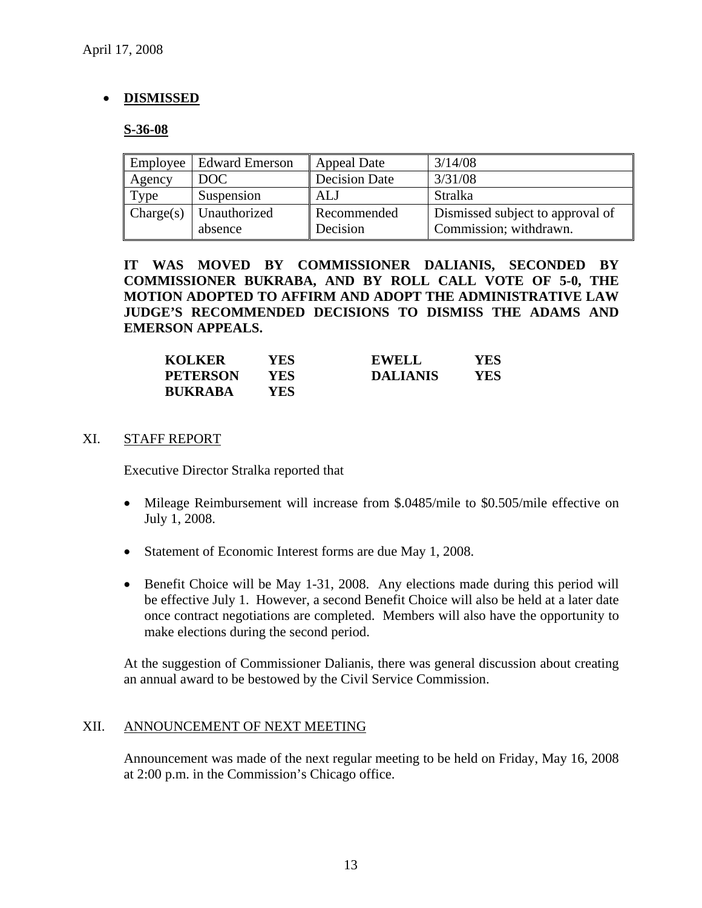April 17, 2008

- **DISMISSED**

**S-36-08**

| Employee | Edward Emerson | Appeal Date | 3/14/08 |
|---|---|---|---|
| Agency | DOC | Decision Date | 3/31/08 |
| Type | Suspension | ALJ | Stralka |
| Charge(s) | Unauthorized absence | Recommended Decision | Dismissed subject to approval of Commission; withdrawn. |

**IT WAS MOVED BY COMMISSIONER DALIANIS, SECONDED BY COMMISSIONER BUKRABA, AND BY ROLL CALL VOTE OF 5-0, THE MOTION ADOPTED TO AFFIRM AND ADOPT THE ADMINISTRATIVE LAW JUDGE'S RECOMMENDED DECISIONS TO DISMISS THE ADAMS AND EMERSON APPEALS.**

| | | | |
|---|---|---|---|
| **KOLKER** | **YES** | **EWELL** | **YES** |
| **PETERSON** | **YES** | **DALIANIS** | **YES** |
| **BUKRABA** | **YES** | | |

## XI. STAFF REPORT

Executive Director Stralka reported that

- Mileage Reimbursement will increase from $.0485/mile to $0.505/mile effective on July 1, 2008.
- Statement of Economic Interest forms are due May 1, 2008.
- Benefit Choice will be May 1-31, 2008. Any elections made during this period will be effective July 1. However, a second Benefit Choice will also be held at a later date once contract negotiations are completed. Members will also have the opportunity to make elections during the second period.

At the suggestion of Commissioner Dalianis, there was general discussion about creating an annual award to be bestowed by the Civil Service Commission.

## XII. ANNOUNCEMENT OF NEXT MEETING

Announcement was made of the next regular meeting to be held on Friday, May 16, 2008 at 2:00 p.m. in the Commission's Chicago office.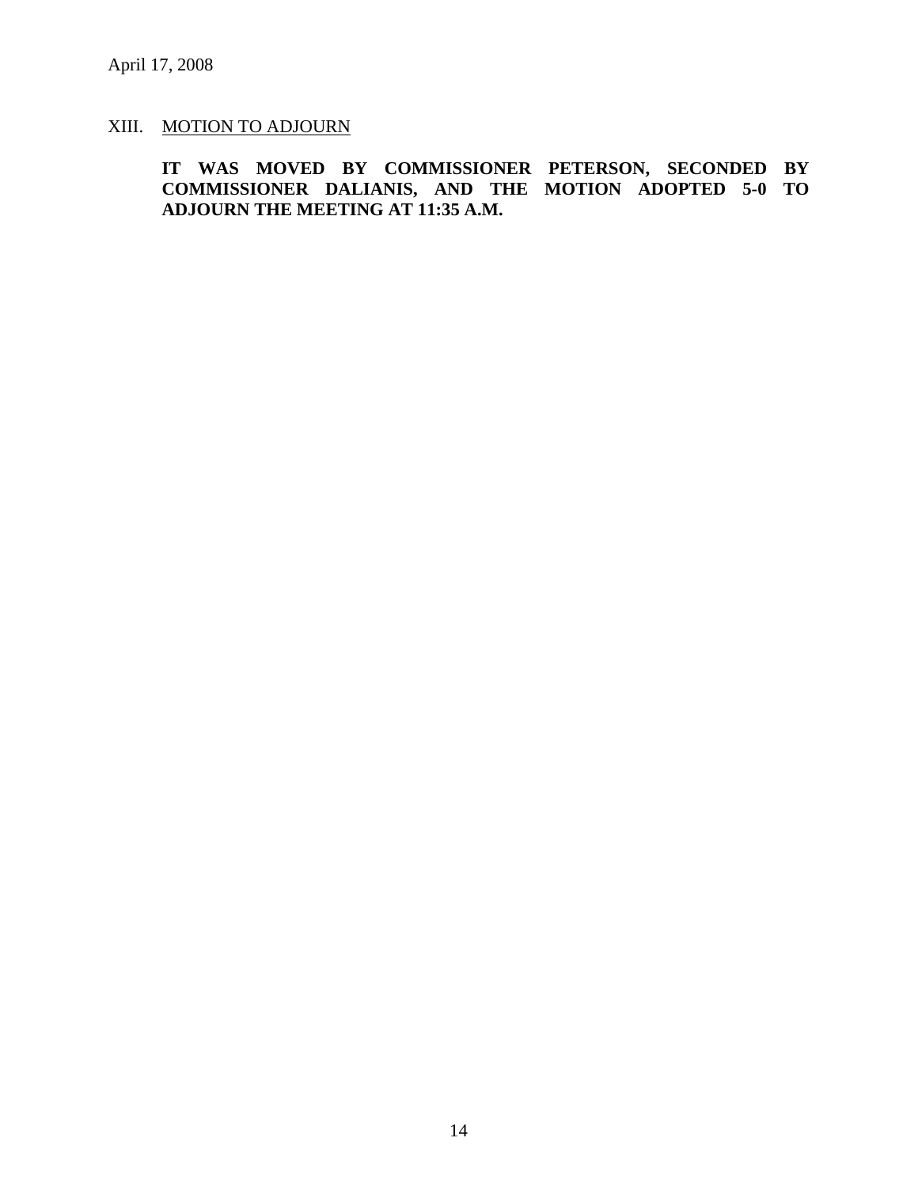## XIII. MOTION TO ADJOURN

**IT WAS MOVED BY COMMISSIONER PETERSON, SECONDED BY COMMISSIONER DALIANIS, AND THE MOTION ADOPTED 5-0 TO ADJOURN THE MEETING AT 11:35 A.M.**